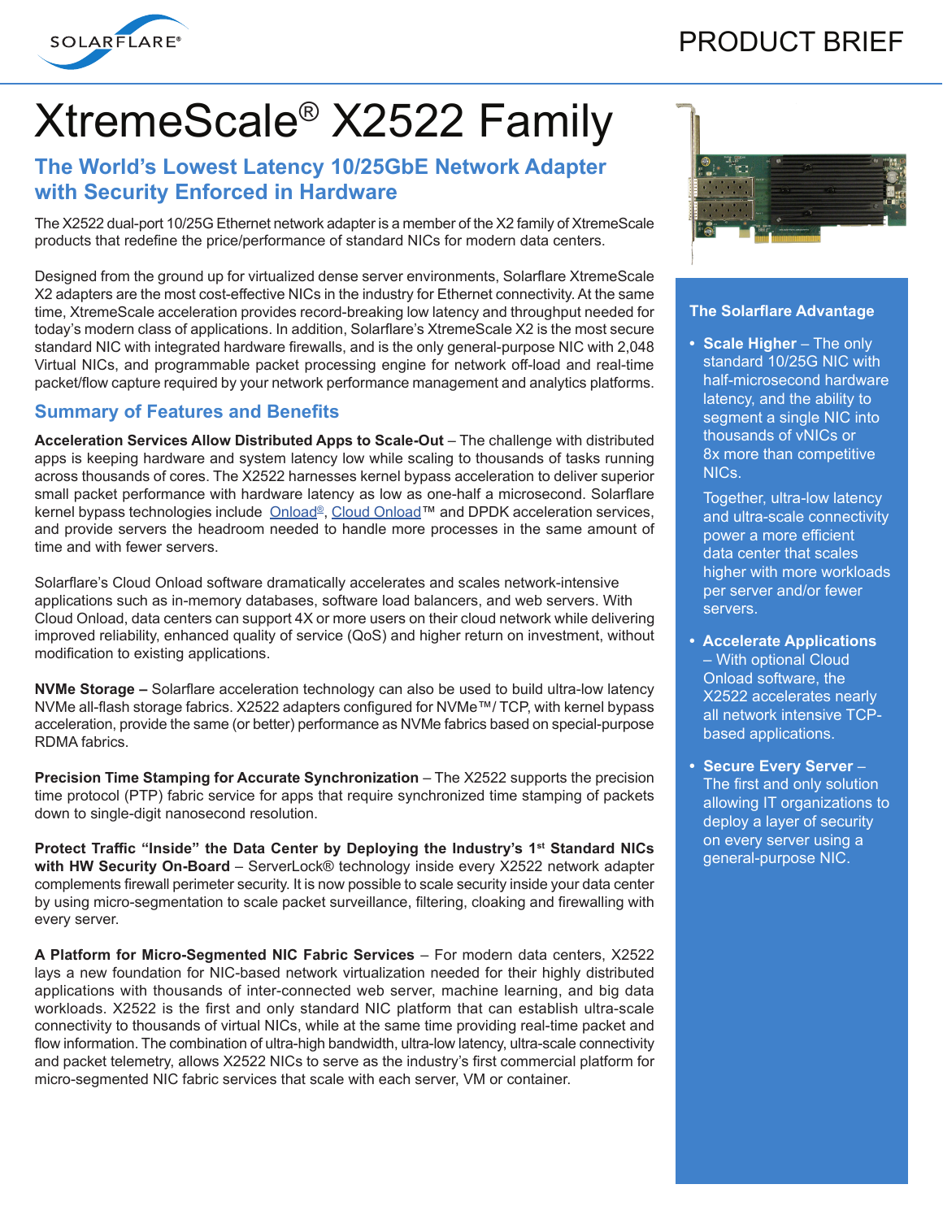PRODUCT BRIEF

# XtremeScale® X2522 Family

## The World's Lowest Latency 10/25GbE Network Adapter with Security Enforced in Hardware

The X2522 dual-port 10/25G Ethernet network adapter is a member of the X2 family of XtremeScale products that redefine the price/performance of standard NICs for modern data centers.

Designed from the ground up for virtualized dense server environments, Solarflare XtremeScale X2 adapters are the most cost-effective NICs in the industry for Ethernet connectivity. At the same time, XtremeScale acceleration provides record-breaking low latency and throughput needed for today's modern class of applications. In addition, Solarflare's XtremeScale X2 is the most secure standard NIC with integrated hardware firewalls, and is the only general-purpose NIC with 2,048 Virtual NICs, and programmable packet processing engine for network off-load and real-time packet/flow capture required by your network performance management and analytics platforms.

## Summary of Features and Benefits

**Acceleration Services Allow Distributed Apps to Scale-Out** – The challenge with distributed apps is keeping hardware and system latency low while scaling to thousands of tasks running across thousands of cores. The X2522 harnesses kernel bypass acceleration to deliver superior small packet performance with hardware latency as low as one-half a microsecond. Solarflare kernel bypass technologies include Onload®, Cloud Onload™ and DPDK acceleration services, and provide servers the headroom needed to handle more processes in the same amount of time and with fewer servers.

Solarflare's Cloud Onload software dramatically accelerates and scales network-intensive applications such as in-memory databases, software load balancers, and web servers. With Cloud Onload, data centers can support 4X or more users on their cloud network while delivering improved reliability, enhanced quality of service (QoS) and higher return on investment, without modification to existing applications.

**NVMe Storage –** Solarflare acceleration technology can also be used to build ultra-low latency NVMe all-flash storage fabrics. X2522 adapters configured for NVMe™/ TCP, with kernel bypass acceleration, provide the same (or better) performance as NVMe fabrics based on special-purpose RDMA fabrics.

**Precision Time Stamping for Accurate Synchronization** – The X2522 supports the precision time protocol (PTP) fabric service for apps that require synchronized time stamping of packets down to single-digit nanosecond resolution.

**Protect Traffic "Inside" the Data Center by Deploying the Industry's 1st Standard NICs with HW Security On-Board** – ServerLock® technology inside every X2522 network adapter complements firewall perimeter security. It is now possible to scale security inside your data center by using micro-segmentation to scale packet surveillance, filtering, cloaking and firewalling with every server.

**A Platform for Micro-Segmented NIC Fabric Services** – For modern data centers, X2522 lays a new foundation for NIC-based network virtualization needed for their highly distributed applications with thousands of inter-connected web server, machine learning, and big data workloads. X2522 is the first and only standard NIC platform that can establish ultra-scale connectivity to thousands of virtual NICs, while at the same time providing real-time packet and flow information. The combination of ultra-high bandwidth, ultra-low latency, ultra-scale connectivity and packet telemetry, allows X2522 NICs to serve as the industry's first commercial platform for micro-segmented NIC fabric services that scale with each server, VM or container.

### The Solarflare Advantage

- **Scale Higher** – The only standard 10/25G NIC with half-microsecond hardware latency, and the ability to segment a single NIC into thousands of vNICs or 8x more than competitive NICs.

  Together, ultra-low latency and ultra-scale connectivity power a more efficient data center that scales higher with more workloads per server and/or fewer servers.

- **Accelerate Applications** – With optional Cloud Onload software, the X2522 accelerates nearly all network intensive TCP-based applications.

- **Secure Every Server** – The first and only solution allowing IT organizations to deploy a layer of security on every server using a general-purpose NIC.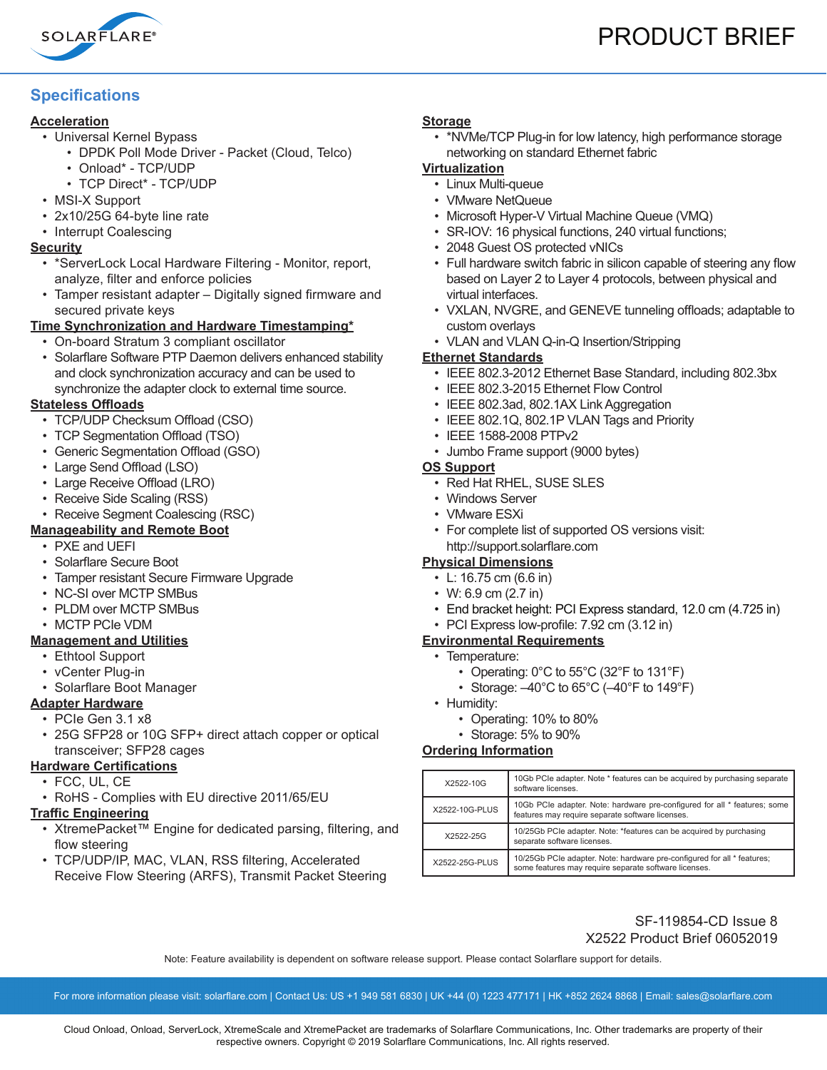## Specifications

**Acceleration**

- Universal Kernel Bypass
  - DPDK Poll Mode Driver - Packet (Cloud, Telco)
  - Onload* - TCP/UDP
  - TCP Direct* - TCP/UDP
- MSI-X Support
- 2x10/25G 64-byte line rate
- Interrupt Coalescing

**Security**

- *ServerLock Local Hardware Filtering - Monitor, report, analyze, filter and enforce policies
- Tamper resistant adapter – Digitally signed firmware and secured private keys

**Time Synchronization and Hardware Timestamping***

- On-board Stratum 3 compliant oscillator
- Solarflare Software PTP Daemon delivers enhanced stability and clock synchronization accuracy and can be used to synchronize the adapter clock to external time source.

**Stateless Offloads**

- TCP/UDP Checksum Offload (CSO)
- TCP Segmentation Offload (TSO)
- Generic Segmentation Offload (GSO)
- Large Send Offload (LSO)
- Large Receive Offload (LRO)
- Receive Side Scaling (RSS)
- Receive Segment Coalescing (RSC)

**Manageability and Remote Boot**

- PXE and UEFI
- Solarflare Secure Boot
- Tamper resistant Secure Firmware Upgrade
- NC-SI over MCTP SMBus
- PLDM over MCTP SMBus
- MCTP PCIe VDM

**Management and Utilities**

- Ethtool Support
- vCenter Plug-in
- Solarflare Boot Manager

**Adapter Hardware**

- PCIe Gen 3.1 x8
- 25G SFP28 or 10G SFP+ direct attach copper or optical transceiver; SFP28 cages

**Hardware Certifications**

- FCC, UL, CE
- RoHS - Complies with EU directive 2011/65/EU

**Traffic Engineering**

- XtremePacket™ Engine for dedicated parsing, filtering, and flow steering
- TCP/UDP/IP, MAC, VLAN, RSS filtering, Accelerated Receive Flow Steering (ARFS), Transmit Packet Steering

**Storage**

- *NVMe/TCP Plug-in for low latency, high performance storage networking on standard Ethernet fabric

**Virtualization**

- Linux Multi-queue
- VMware NetQueue
- Microsoft Hyper-V Virtual Machine Queue (VMQ)
- SR-IOV: 16 physical functions, 240 virtual functions;
- 2048 Guest OS protected vNICs
- Full hardware switch fabric in silicon capable of steering any flow based on Layer 2 to Layer 4 protocols, between physical and virtual interfaces.
- VXLAN, NVGRE, and GENEVE tunneling offloads; adaptable to custom overlays
- VLAN and VLAN Q-in-Q Insertion/Stripping

**Ethernet Standards**

- IEEE 802.3-2012 Ethernet Base Standard, including 802.3bx
- IEEE 802.3-2015 Ethernet Flow Control
- IEEE 802.3ad, 802.1AX Link Aggregation
- IEEE 802.1Q, 802.1P VLAN Tags and Priority
- IEEE 1588-2008 PTPv2
- Jumbo Frame support (9000 bytes)

**OS Support**

- Red Hat RHEL, SUSE SLES
- Windows Server
- VMware ESXi
- For complete list of supported OS versions visit: http://support.solarflare.com

**Physical Dimensions**

- L: 16.75 cm (6.6 in)
- W: 6.9 cm (2.7 in)
- End bracket height: PCI Express standard, 12.0 cm (4.725 in)
- PCI Express low-profile: 7.92 cm (3.12 in)

**Environmental Requirements**

- Temperature:
  - Operating: 0°C to 55°C (32°F to 131°F)
  - Storage: –40°C to 65°C (–40°F to 149°F)
- Humidity:
  - Operating: 10% to 80%
  - Storage: 5% to 90%

**Ordering Information**

| | |
|---|---|
| X2522-10G | 10Gb PCIe adapter. Note * features can be acquired by purchasing separate software licenses. |
| X2522-10G-PLUS | 10Gb PCIe adapter. Note: hardware pre-configured for all * features; some features may require separate software licenses. |
| X2522-25G | 10/25Gb PCIe adapter. Note: *features can be acquired by purchasing separate software licenses. |
| X2522-25G-PLUS | 10/25Gb PCIe adapter. Note: hardware pre-configured for all * features; some features may require separate software licenses. |

SF-119854-CD Issue 8
X2522 Product Brief 06052019

Note: Feature availability is dependent on software release support. Please contact Solarflare support for details.

For more information please visit: solarflare.com | Contact Us: US +1 949 581 6830 | UK +44 (0) 1223 477171 | HK +852 2624 8868 | Email: sales@solarflare.com

Cloud Onload, Onload, ServerLock, XtremeScale and XtremePacket are trademarks of Solarflare Communications, Inc. Other trademarks are property of their respective owners. Copyright © 2019 Solarflare Communications, Inc. All rights reserved.